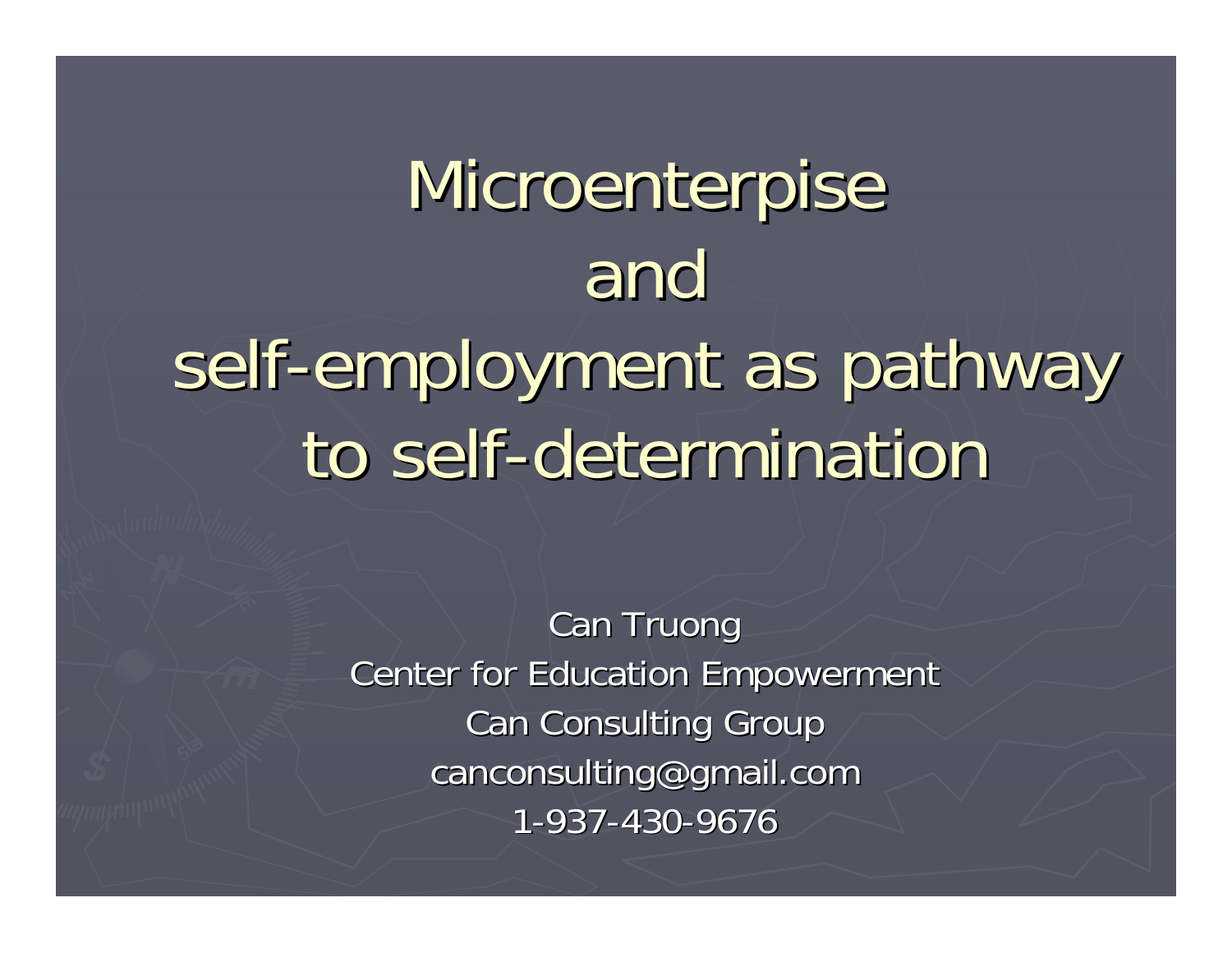# Microenterpise and self-employment as pathway to self-determination

Can Truong
Center for Education Empowerment
Can Consulting Group
canconsulting@gmail.com
1-937-430-9676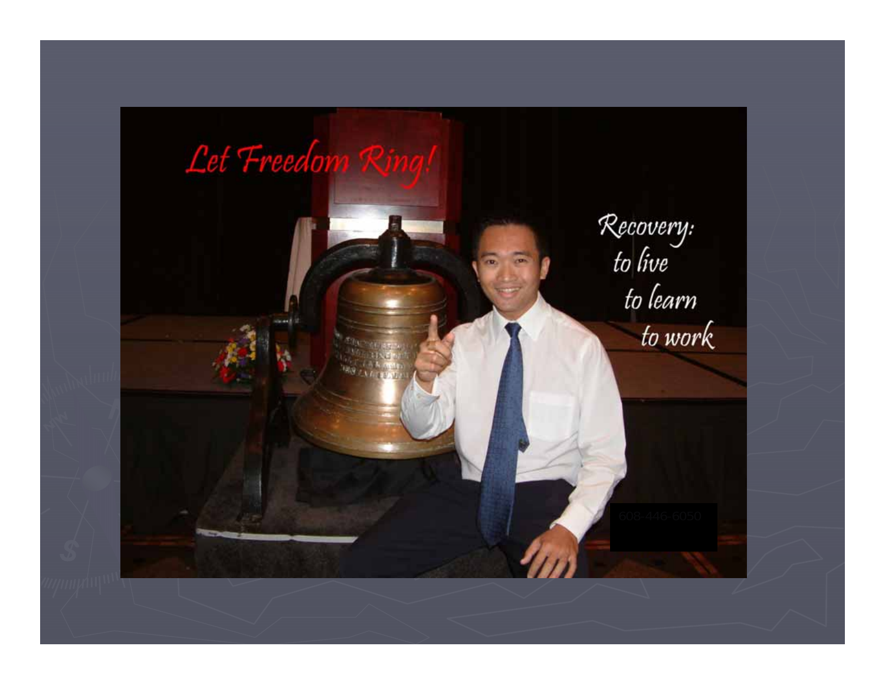Let Freedom Ring!

Recovery:
to live
to learn
to work

608-446-6050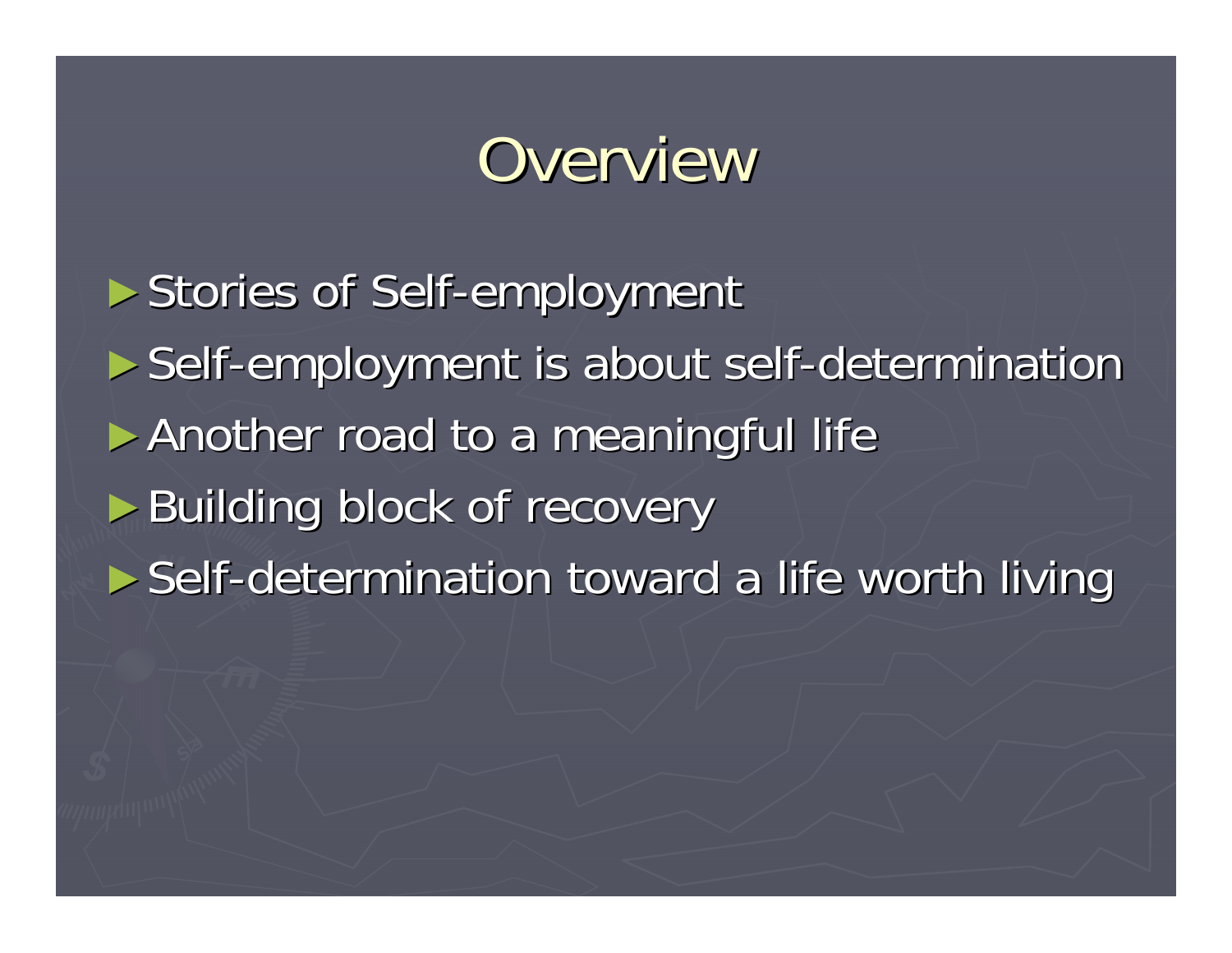# Overview

- Stories of Self-employment
- Self-employment is about self-determination
- Another road to a meaningful life
- Building block of recovery
- Self-determination toward a life worth living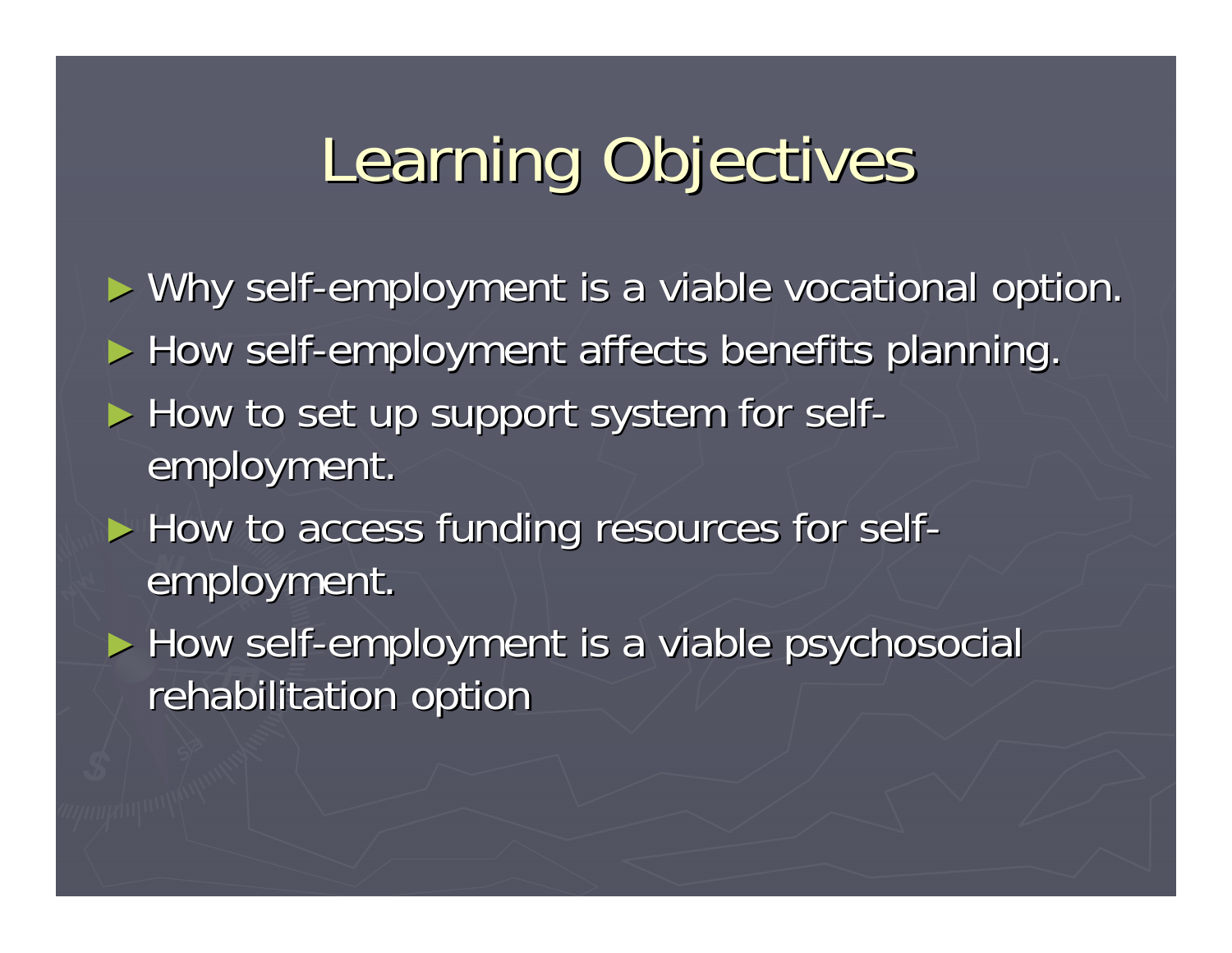# Learning Objectives

- Why self-employment is a viable vocational option.
- How self-employment affects benefits planning.
- How to set up support system for self-employment.
- How to access funding resources for self-employment.
- How self-employment is a viable psychosocial rehabilitation option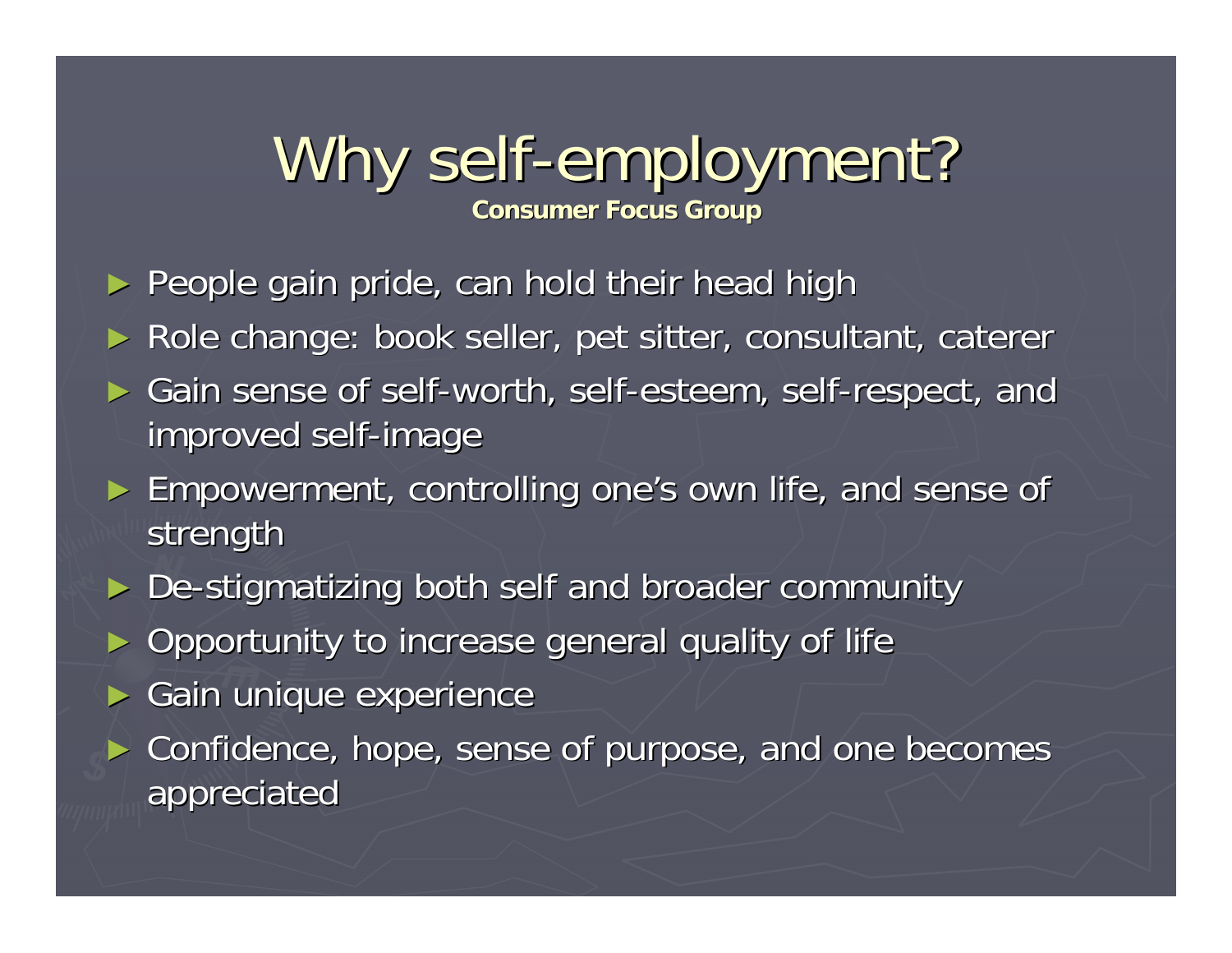# Why self-employment?

**Consumer Focus Group**

- People gain pride, can hold their head high
- Role change: book seller, pet sitter, consultant, caterer
- Gain sense of self-worth, self-esteem, self-respect, and improved self-image
- Empowerment, controlling one's own life, and sense of strength
- De-stigmatizing both self and broader community
- Opportunity to increase general quality of life
- Gain unique experience
- Confidence, hope, sense of purpose, and one becomes appreciated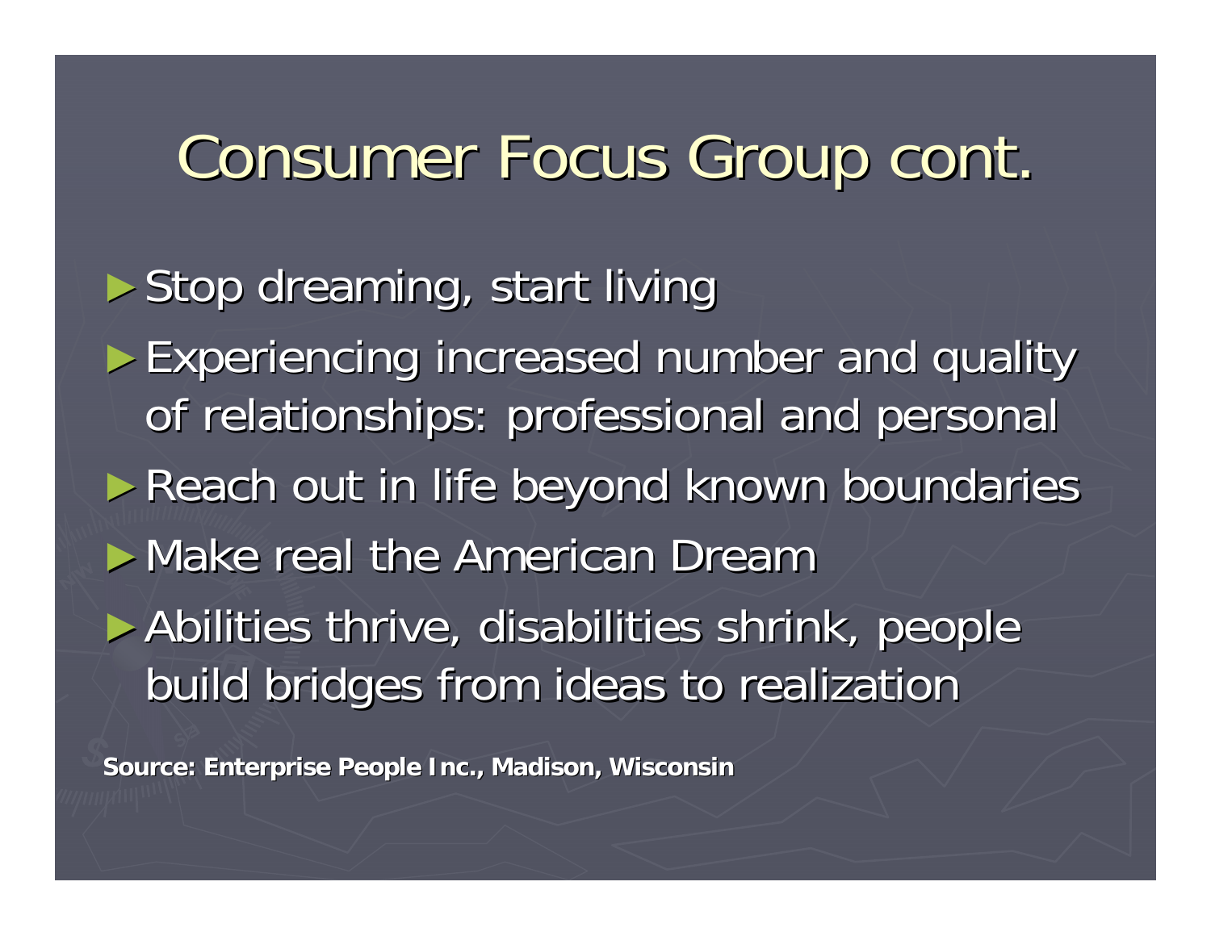# Consumer Focus Group cont.

- Stop dreaming, start living
- Experiencing increased number and quality of relationships: professional and personal
- Reach out in life beyond known boundaries
- Make real the American Dream
- Abilities thrive, disabilities shrink, people build bridges from ideas to realization

**Source: Enterprise People Inc., Madison, Wisconsin**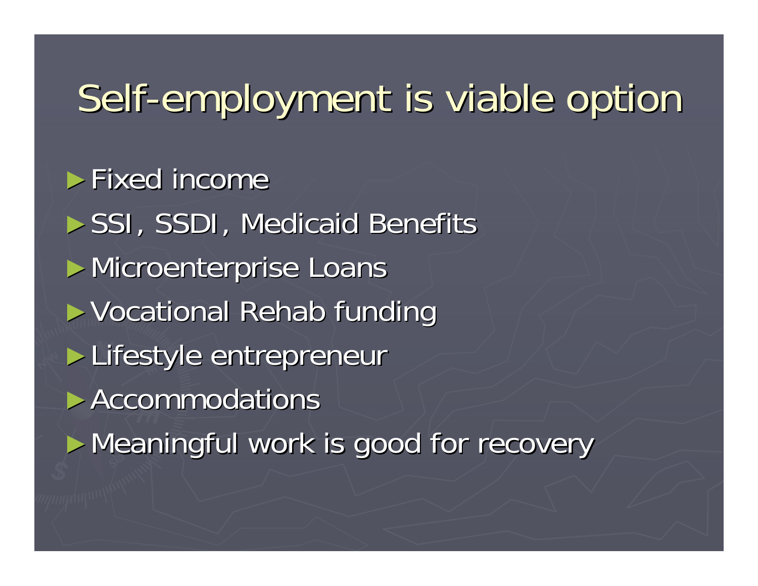# Self-employment is viable option

- Fixed income
- SSI, SSDI, Medicaid Benefits
- Microenterprise Loans
- Vocational Rehab funding
- Lifestyle entrepreneur
- Accommodations
- Meaningful work is good for recovery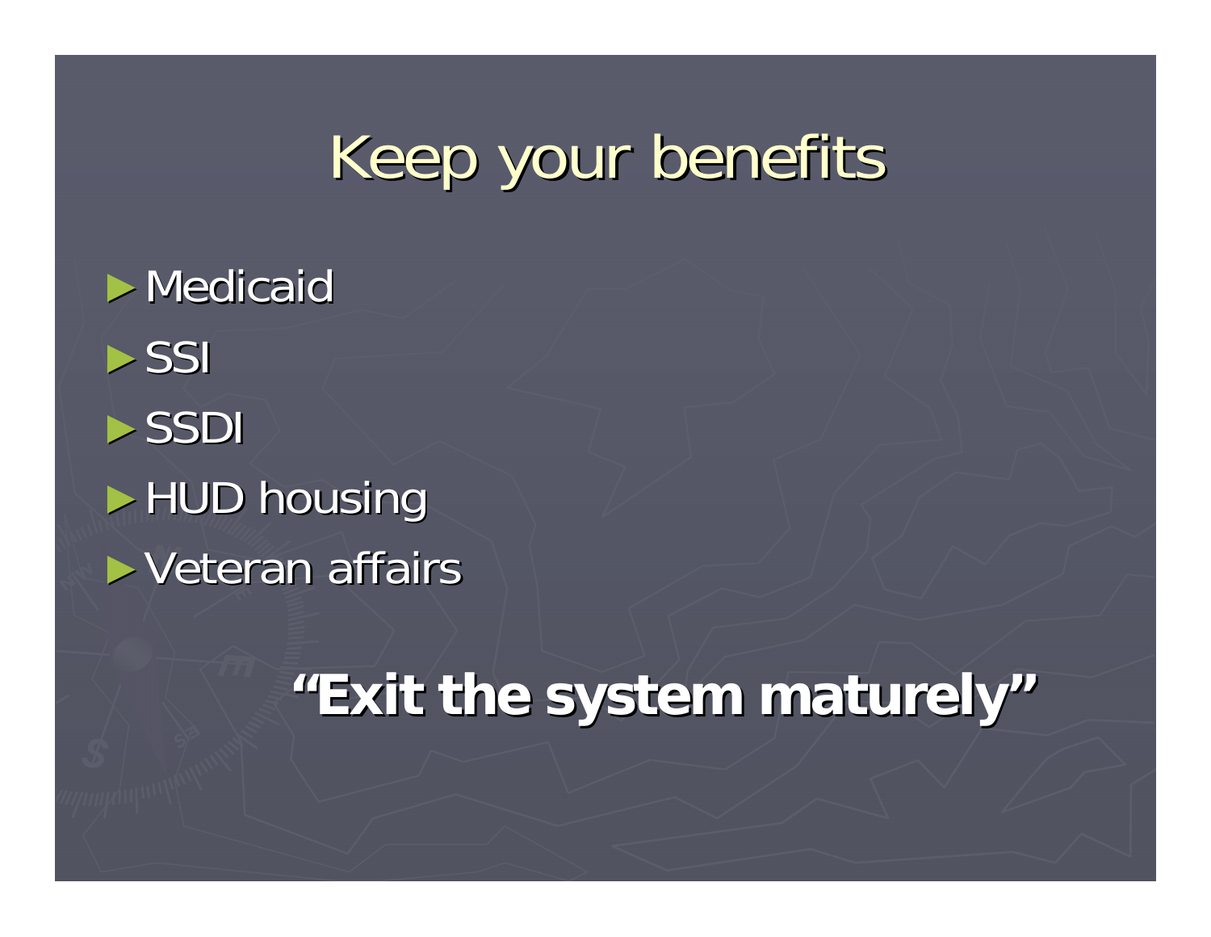# Keep your benefits

- Medicaid
- SSI
- SSDI
- HUD housing
- Veteran affairs

**"Exit the system maturely"**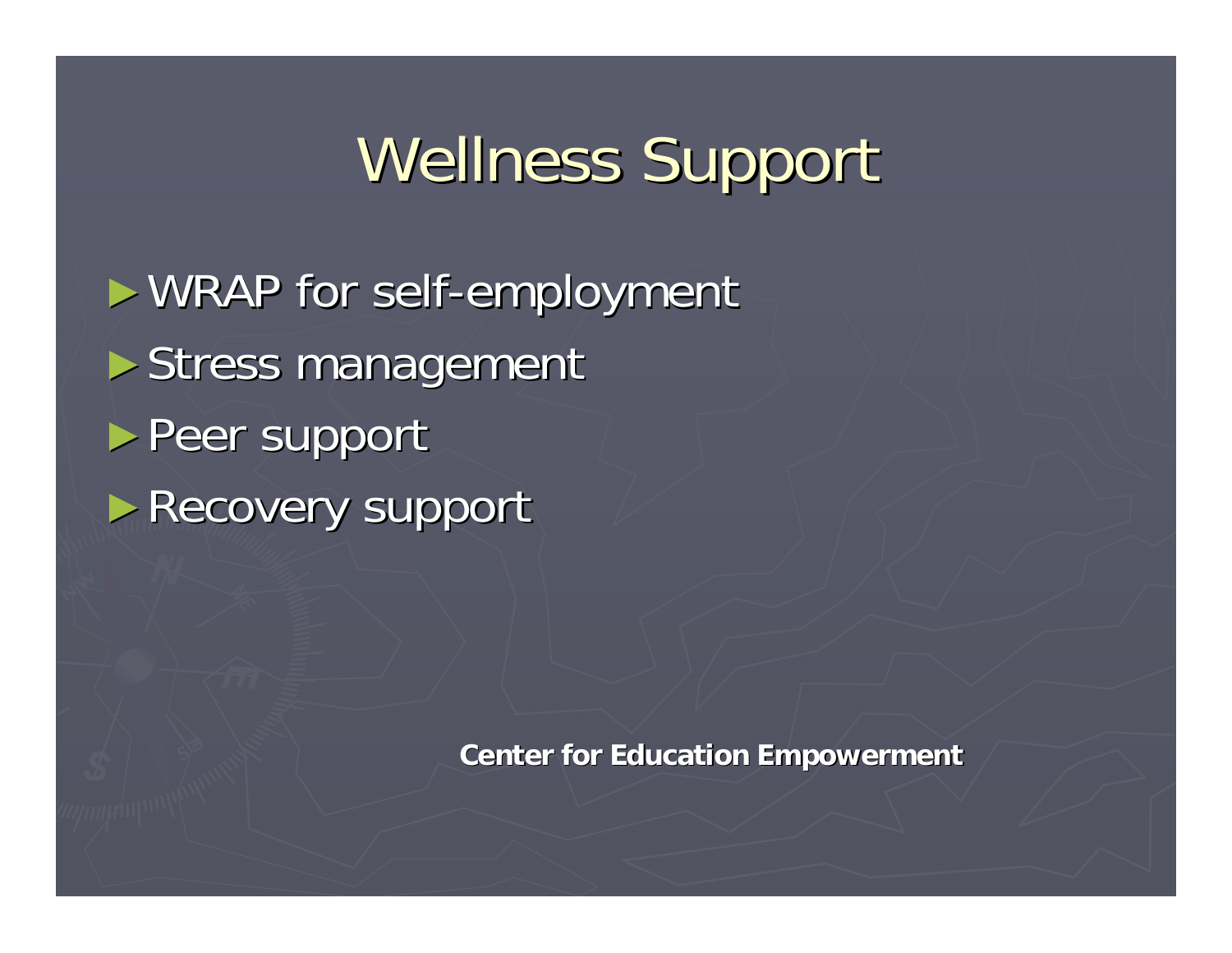# Wellness Support

- WRAP for self-employment
- Stress management
- Peer support
- Recovery support

**Center for Education Empowerment**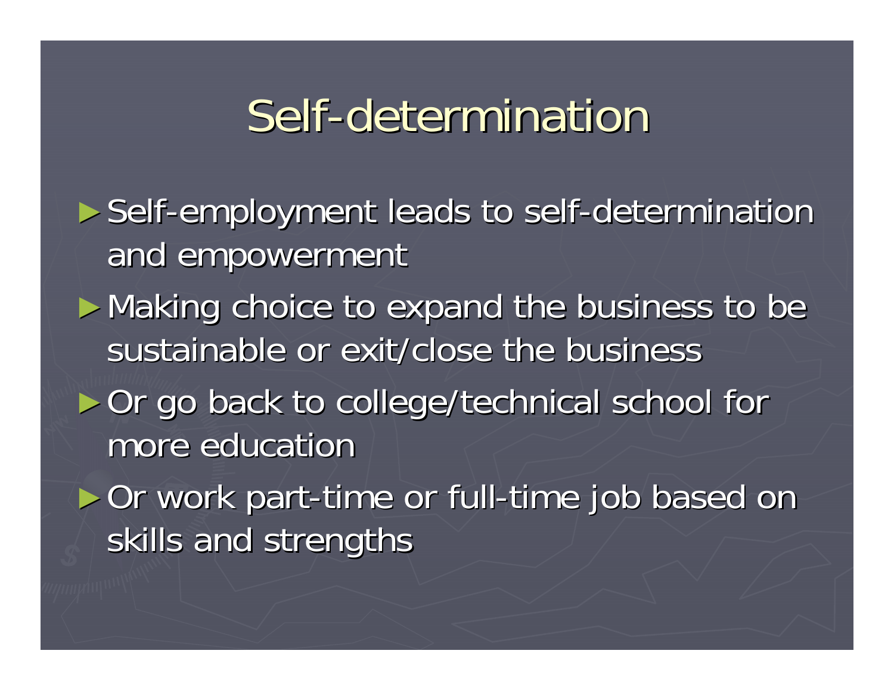# Self-determination

- Self-employment leads to self-determination and empowerment
- Making choice to expand the business to be sustainable or exit/close the business
- Or go back to college/technical school for more education
- Or work part-time or full-time job based on skills and strengths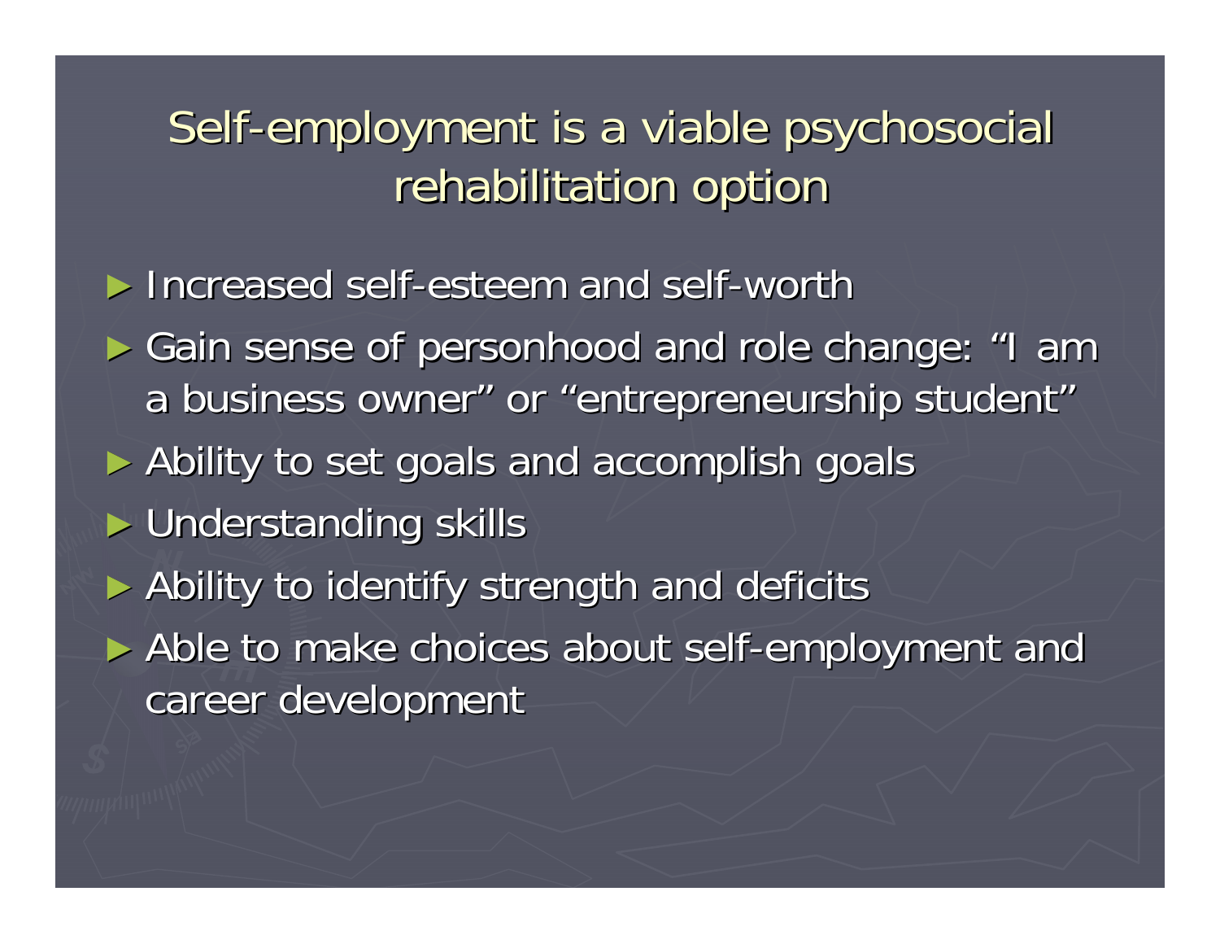# Self-employment is a viable psychosocial rehabilitation option

- Increased self-esteem and self-worth
- Gain sense of personhood and role change: “I am a business owner” or “entrepreneurship student”
- Ability to set goals and accomplish goals
- Understanding skills
- Ability to identify strength and deficits
- Able to make choices about self-employment and career development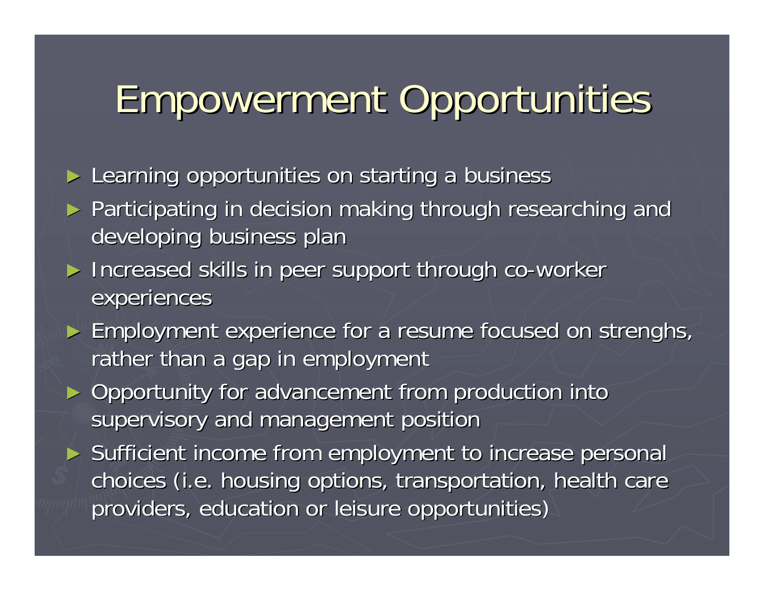# Empowerment Opportunities

- Learning opportunities on starting a business
- Participating in decision making through researching and developing business plan
- Increased skills in peer support through co-worker experiences
- Employment experience for a resume focused on strenghs, rather than a gap in employment
- Opportunity for advancement from production into supervisory and management position
- Sufficient income from employment to increase personal choices (i.e. housing options, transportation, health care providers, education or leisure opportunities)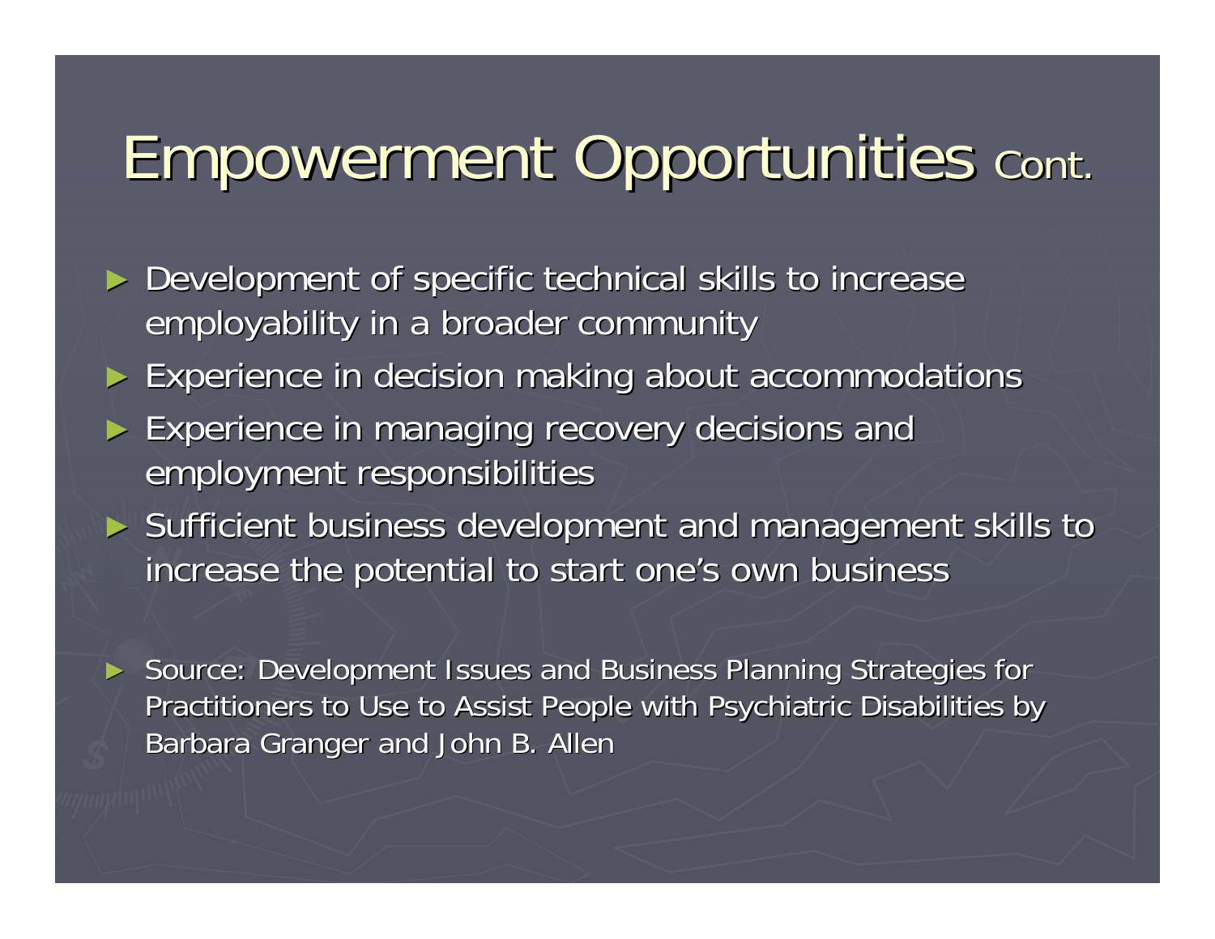# Empowerment Opportunities Cont.

- Development of specific technical skills to increase employability in a broader community
- Experience in decision making about accommodations
- Experience in managing recovery decisions and employment responsibilities
- Sufficient business development and management skills to increase the potential to start one's own business

- Source: Development Issues and Business Planning Strategies for Practitioners to Use to Assist People with Psychiatric Disabilities by Barbara Granger and John B. Allen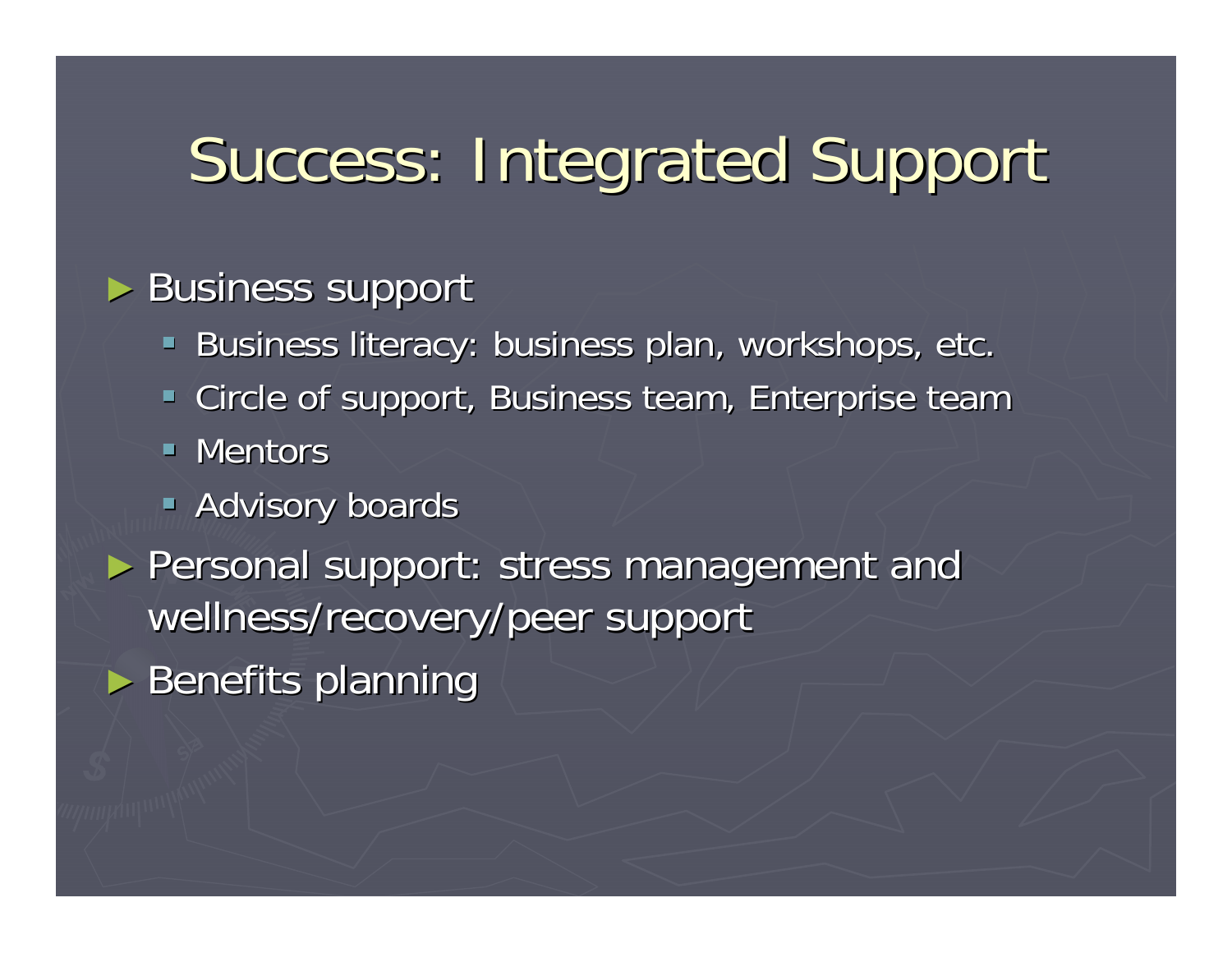# Success: Integrated Support

- Business support
  - Business literacy: business plan, workshops, etc.
  - Circle of support, Business team, Enterprise team
  - Mentors
  - Advisory boards
- Personal support: stress management and wellness/recovery/peer support
- Benefits planning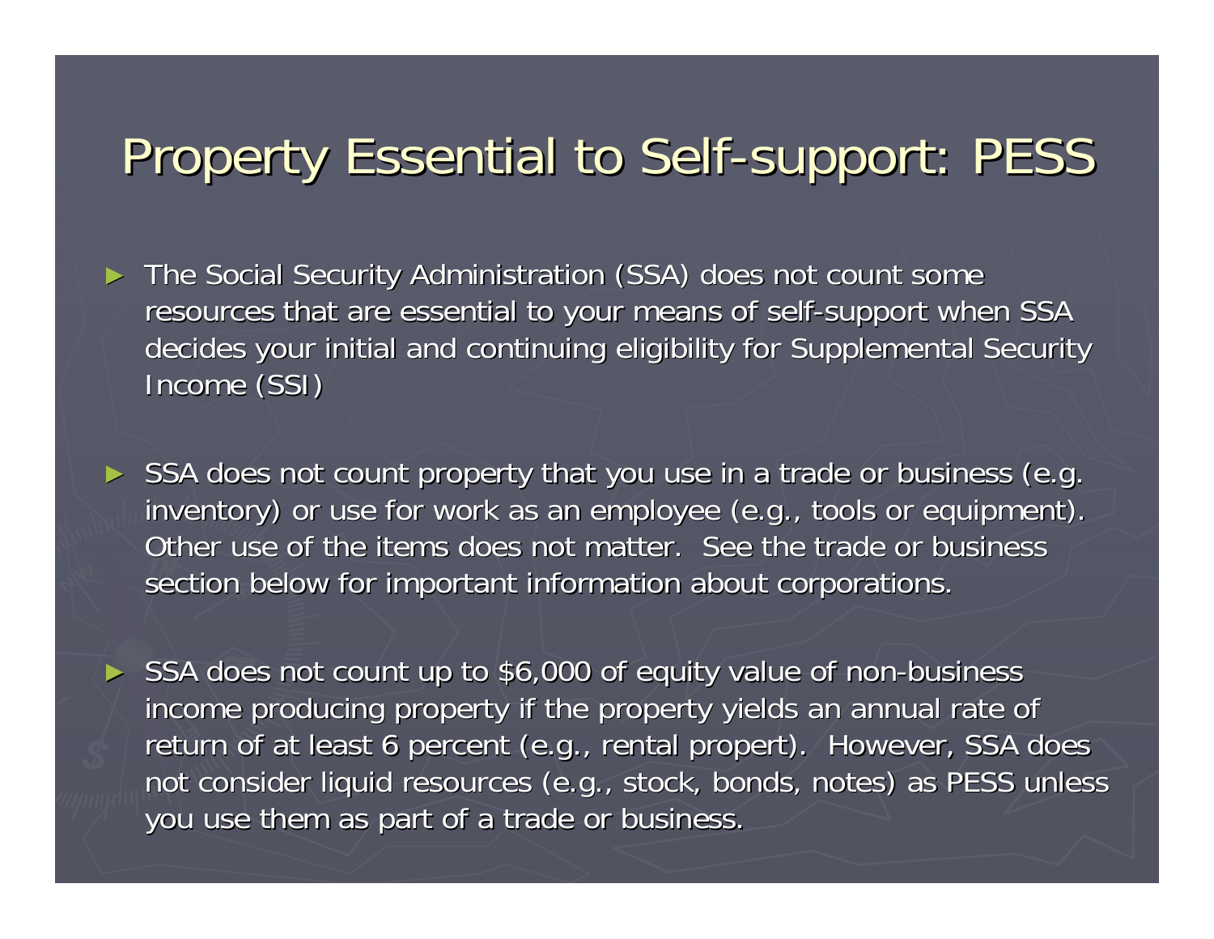# Property Essential to Self-support: PESS

- The Social Security Administration (SSA) does not count some resources that are essential to your means of self-support when SSA decides your initial and continuing eligibility for Supplemental Security Income (SSI)

- SSA does not count property that you use in a trade or business (e.g. inventory) or use for work as an employee (e.g., tools or equipment). Other use of the items does not matter. See the trade or business section below for important information about corporations.

- SSA does not count up to $6,000 of equity value of non-business income producing property if the property yields an annual rate of return of at least 6 percent (e.g., rental propert). However, SSA does not consider liquid resources (e.g., stock, bonds, notes) as PESS unless you use them as part of a trade or business.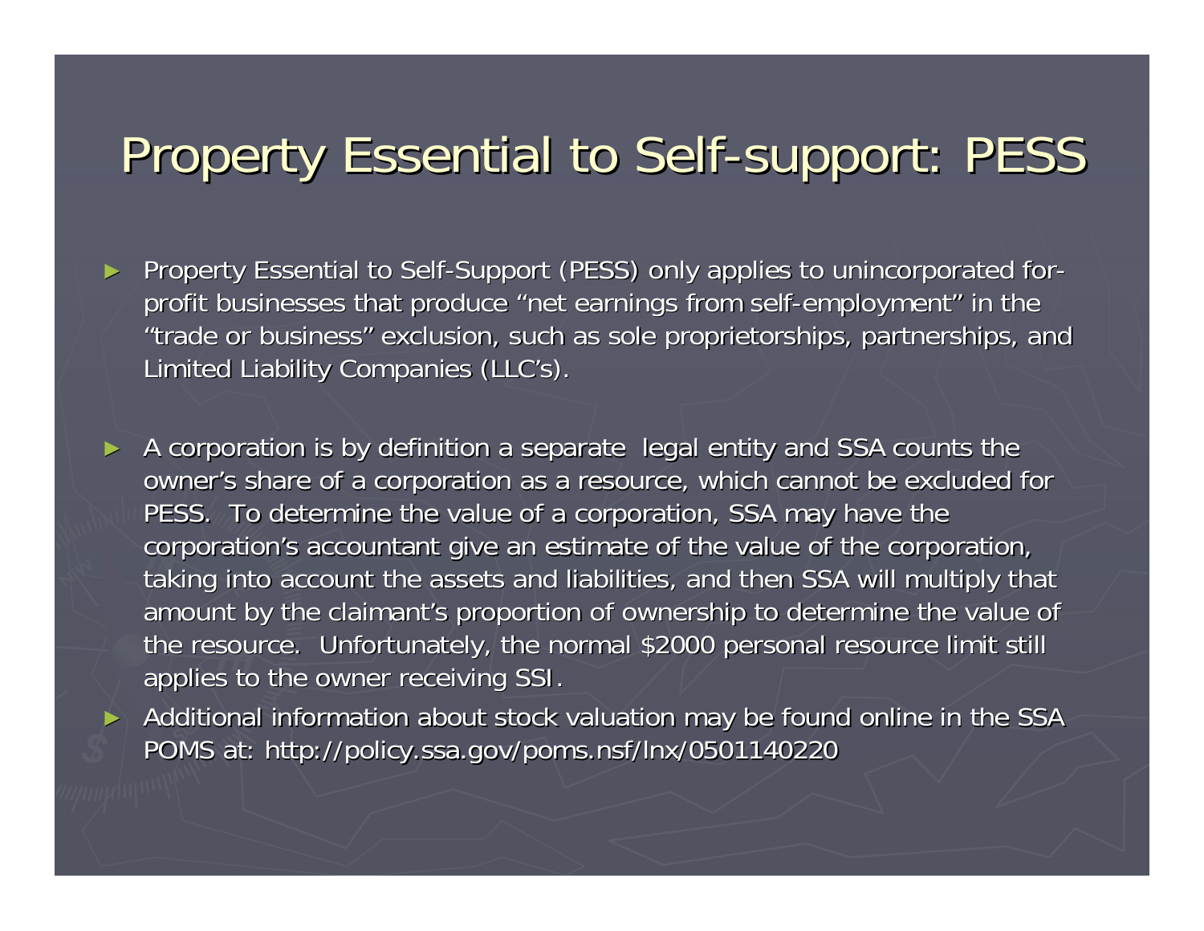# Property Essential to Self-support: PESS

- Property Essential to Self-Support (PESS) only applies to unincorporated for-profit businesses that produce "net earnings from self-employment" in the "trade or business" exclusion, such as sole proprietorships, partnerships, and Limited Liability Companies (LLC's).

- A corporation is by definition a separate legal entity and SSA counts the owner's share of a corporation as a resource, which cannot be excluded for PESS. To determine the value of a corporation, SSA may have the corporation's accountant give an estimate of the value of the corporation, taking into account the assets and liabilities, and then SSA will multiply that amount by the claimant's proportion of ownership to determine the value of the resource. Unfortunately, the normal $2000 personal resource limit still applies to the owner receiving SSI.
- Additional information about stock valuation may be found online in the SSA POMS at: http://policy.ssa.gov/poms.nsf/lnx/0501140220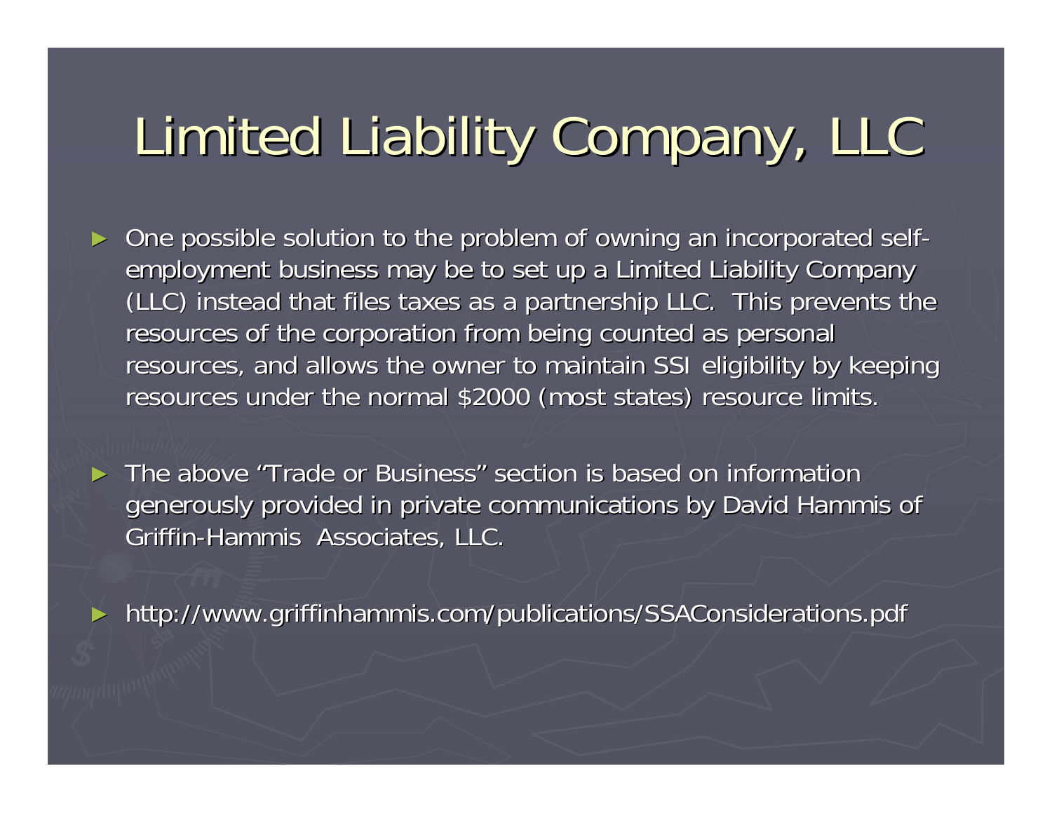# Limited Liability Company, LLC

- One possible solution to the problem of owning an incorporated self-employment business may be to set up a Limited Liability Company (LLC) instead that files taxes as a partnership LLC. This prevents the resources of the corporation from being counted as personal resources, and allows the owner to maintain SSI eligibility by keeping resources under the normal $2000 (most states) resource limits.

- The above "Trade or Business" section is based on information generously provided in private communications by David Hammis of Griffin-Hammis Associates, LLC.

- http://www.griffinhammis.com/publications/SSAConsiderations.pdf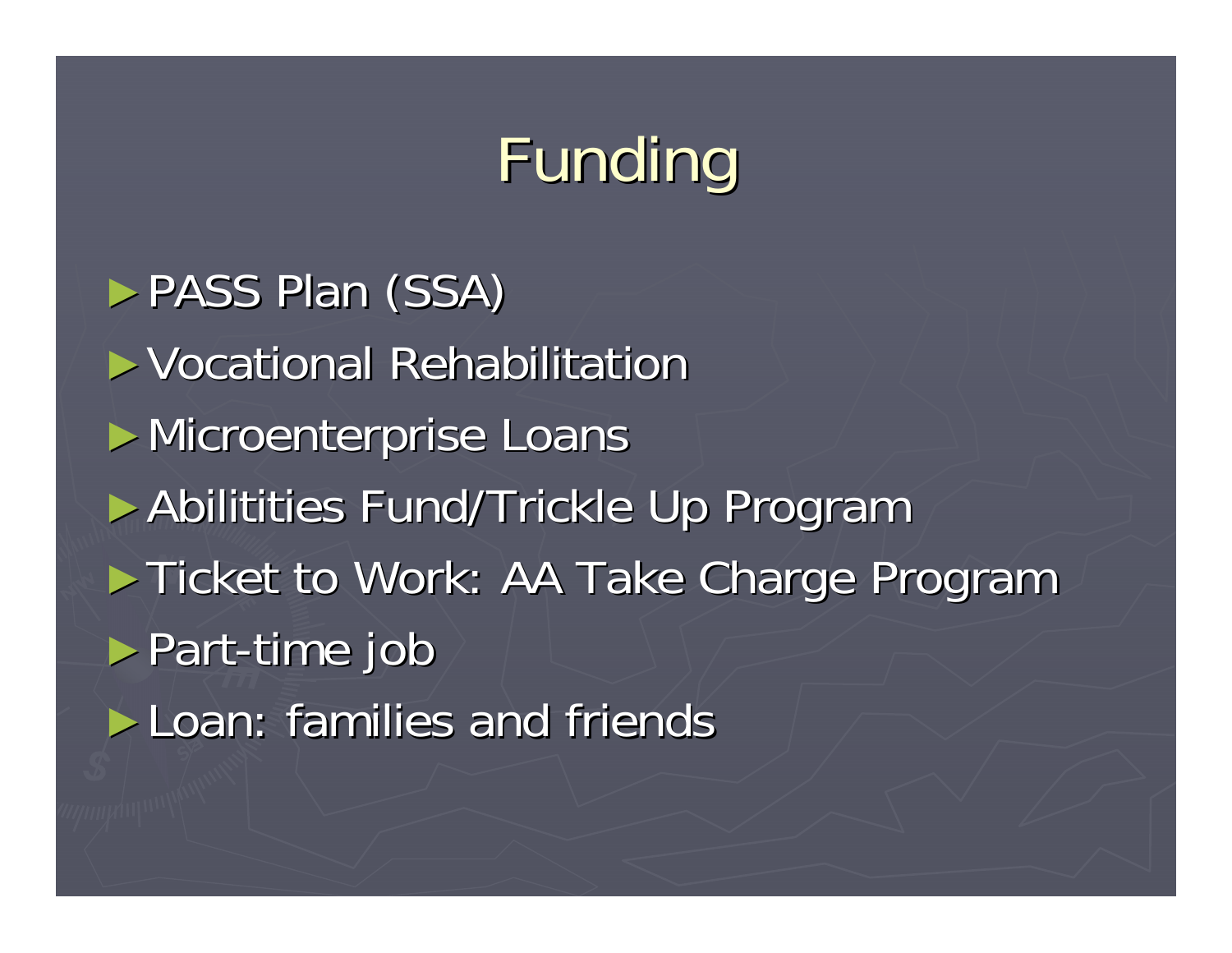# Funding

- PASS Plan (SSA)
- Vocational Rehabilitation
- Microenterprise Loans
- Abilitities Fund/Trickle Up Program
- Ticket to Work: AA Take Charge Program
- Part-time job
- Loan: families and friends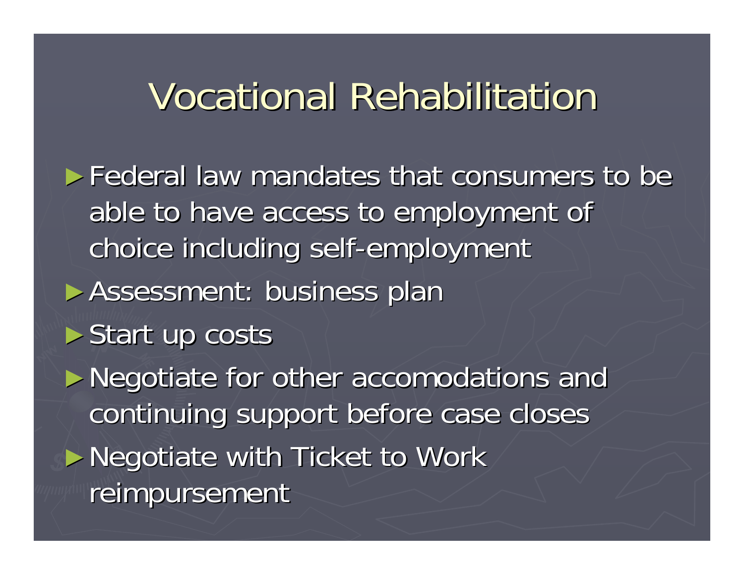# Vocational Rehabilitation

- Federal law mandates that consumers to be able to have access to employment of choice including self-employment
- Assessment: business plan
- Start up costs
- Negotiate for other accomodations and continuing support before case closes
- Negotiate with Ticket to Work reimpursement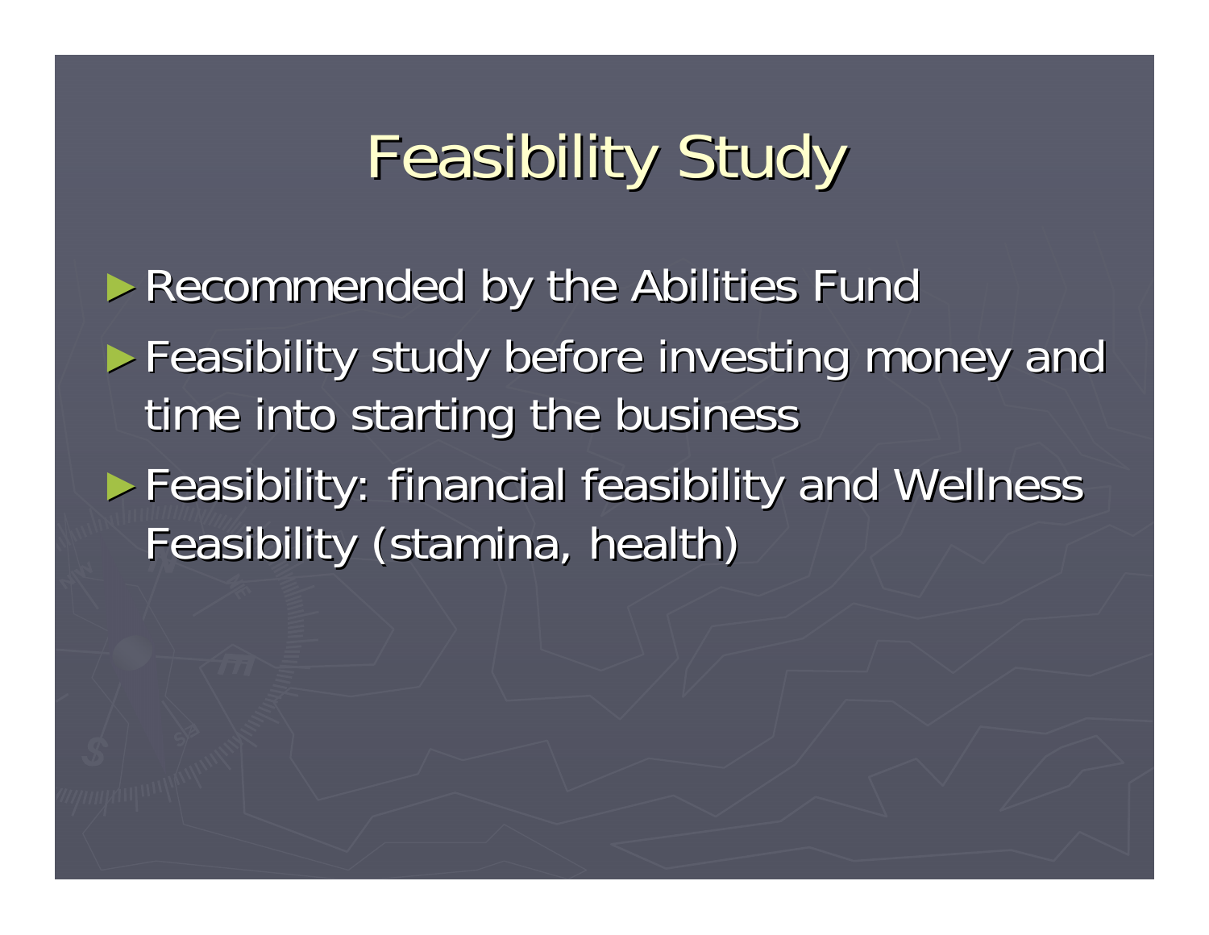# Feasibility Study

- Recommended by the Abilities Fund
- Feasibility study before investing money and time into starting the business
- Feasibility: financial feasibility and Wellness Feasibility (stamina, health)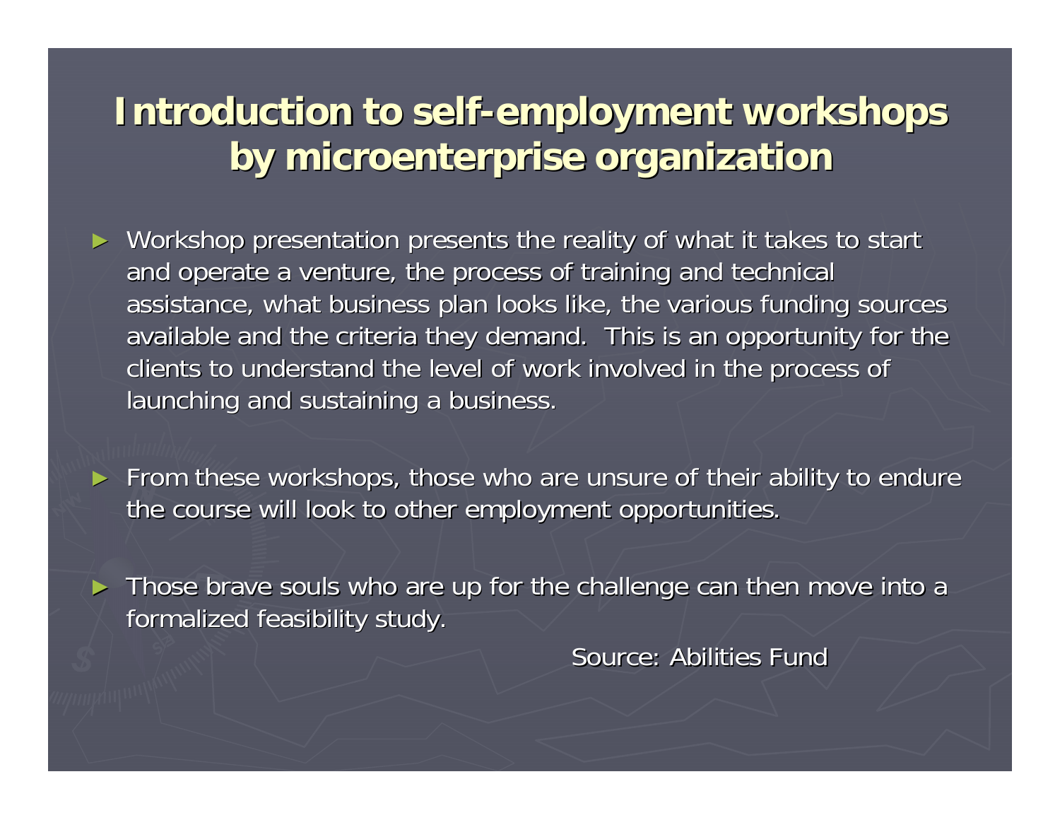# Introduction to self-employment workshops by microenterprise organization

- Workshop presentation presents the reality of what it takes to start and operate a venture, the process of training and technical assistance, what business plan looks like, the various funding sources available and the criteria they demand. This is an opportunity for the clients to understand the level of work involved in the process of launching and sustaining a business.

- From these workshops, those who are unsure of their ability to endure the course will look to other employment opportunities.

- Those brave souls who are up for the challenge can then move into a formalized feasibility study.

Source: Abilities Fund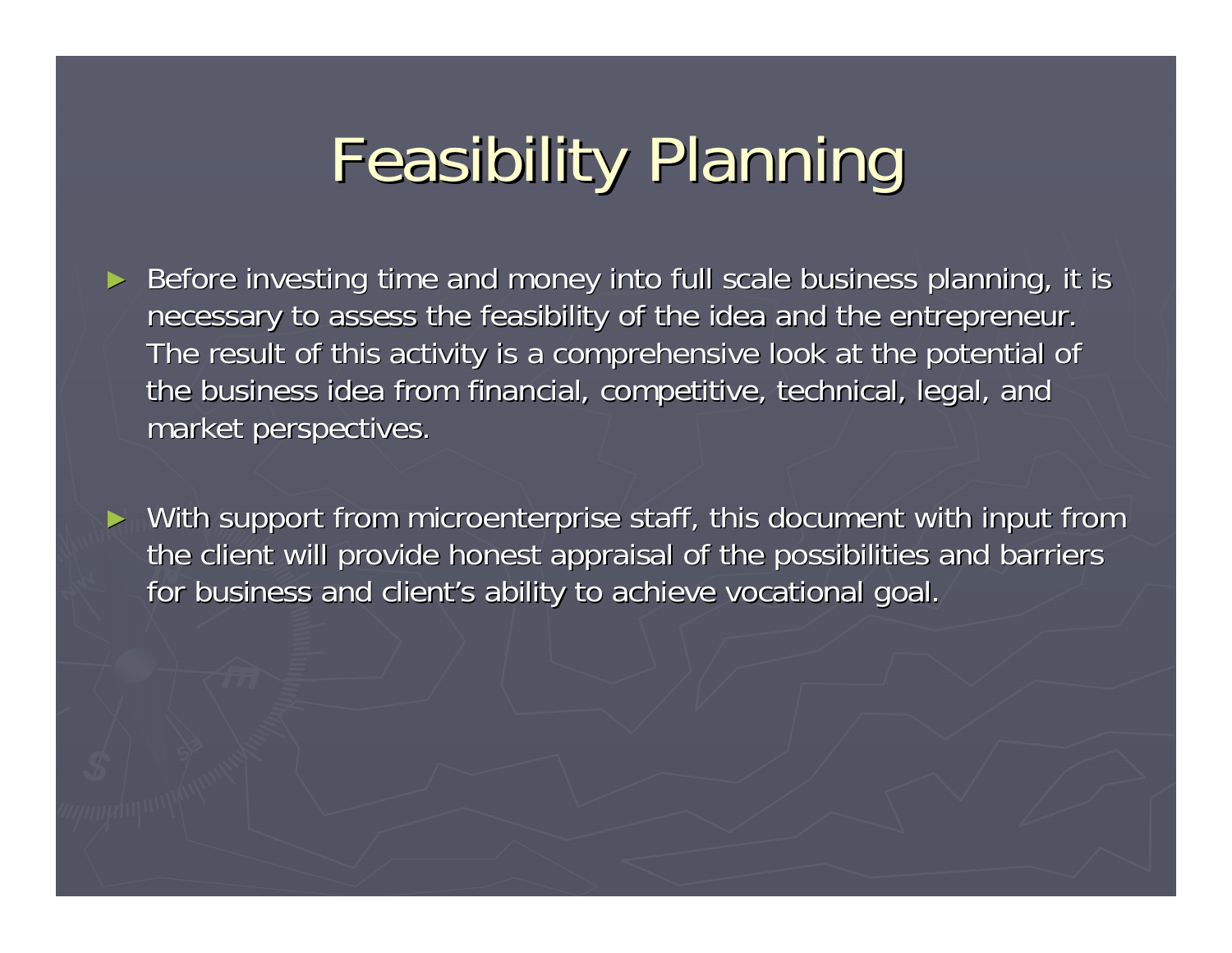# Feasibility Planning

- Before investing time and money into full scale business planning, it is necessary to assess the feasibility of the idea and the entrepreneur. The result of this activity is a comprehensive look at the potential of the business idea from financial, competitive, technical, legal, and market perspectives.

- With support from microenterprise staff, this document with input from the client will provide honest appraisal of the possibilities and barriers for business and client's ability to achieve vocational goal.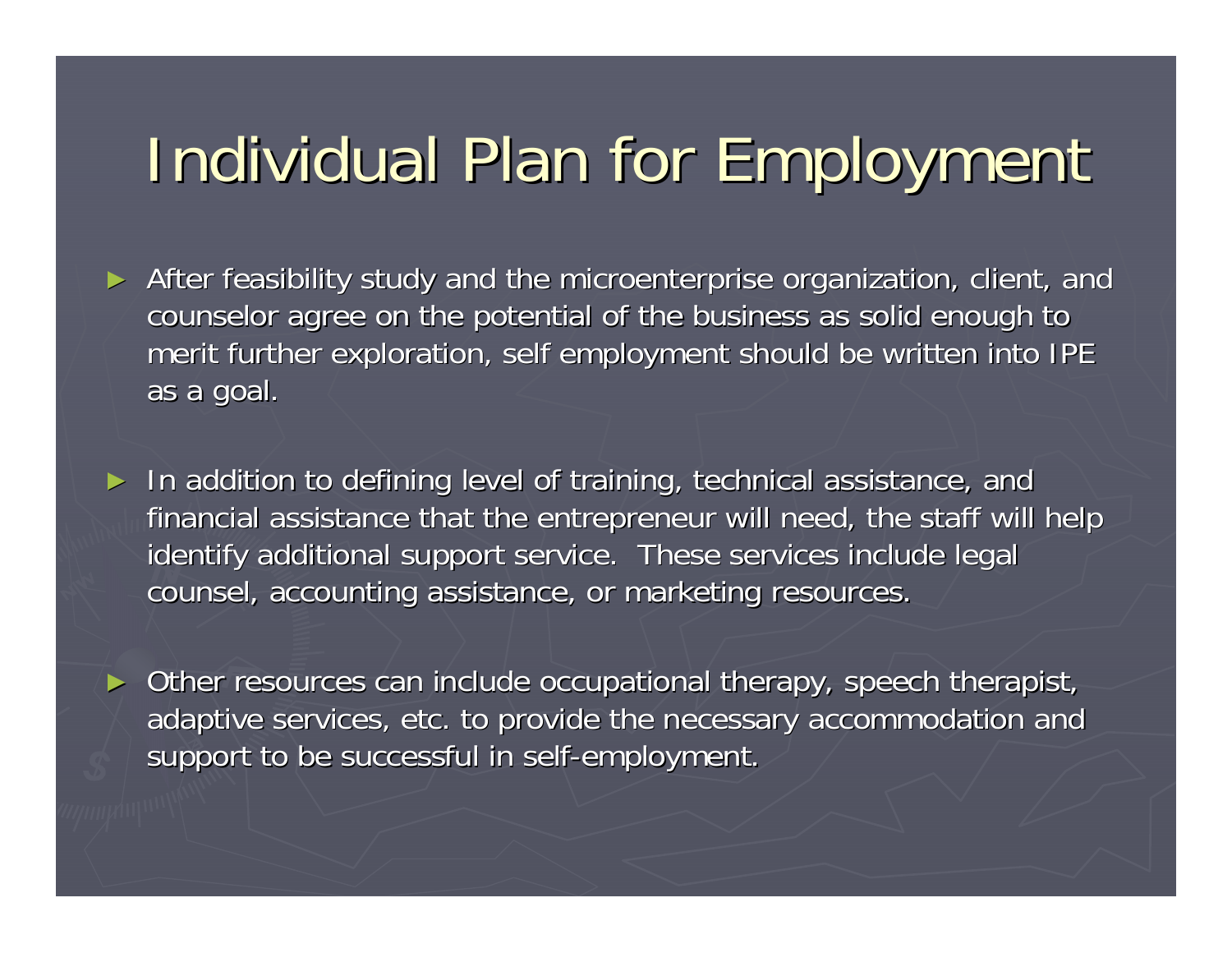# Individual Plan for Employment

- After feasibility study and the microenterprise organization, client, and counselor agree on the potential of the business as solid enough to merit further exploration, self employment should be written into IPE as a goal.

- In addition to defining level of training, technical assistance, and financial assistance that the entrepreneur will need, the staff will help identify additional support service. These services include legal counsel, accounting assistance, or marketing resources.

- Other resources can include occupational therapy, speech therapist, adaptive services, etc. to provide the necessary accommodation and support to be successful in self-employment.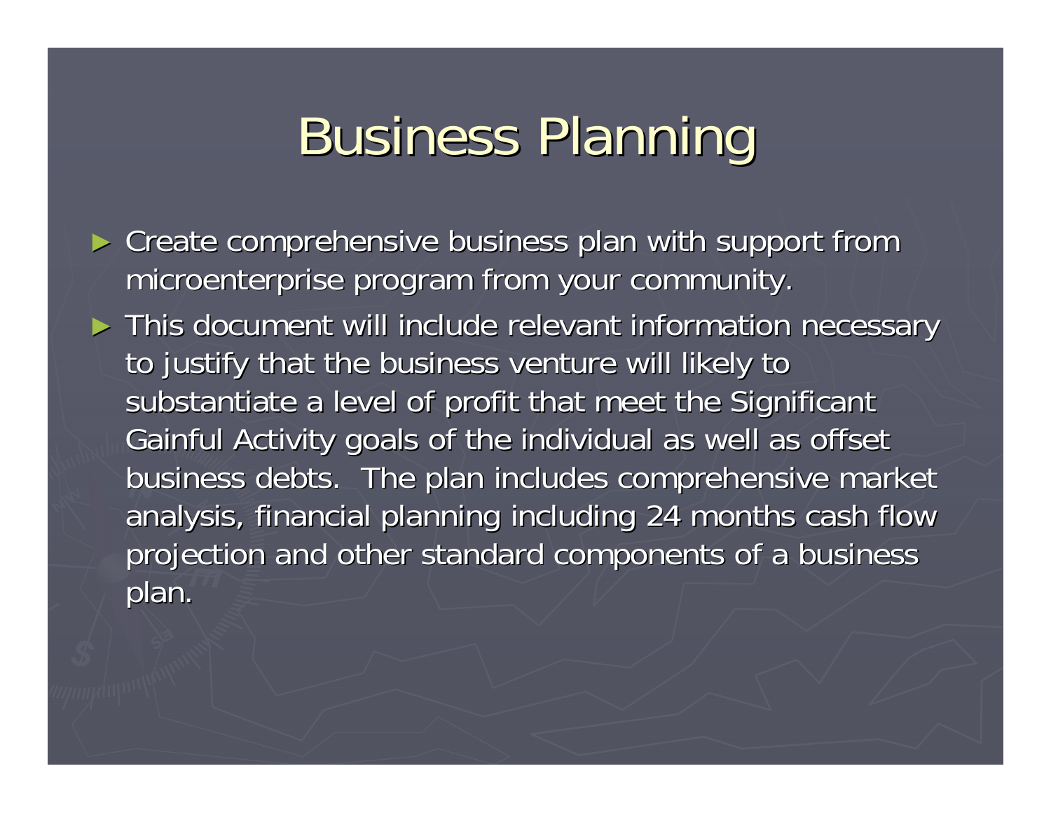# Business Planning

- Create comprehensive business plan with support from microenterprise program from your community.
- This document will include relevant information necessary to justify that the business venture will likely to substantiate a level of profit that meet the Significant Gainful Activity goals of the individual as well as offset business debts. The plan includes comprehensive market analysis, financial planning including 24 months cash flow projection and other standard components of a business plan.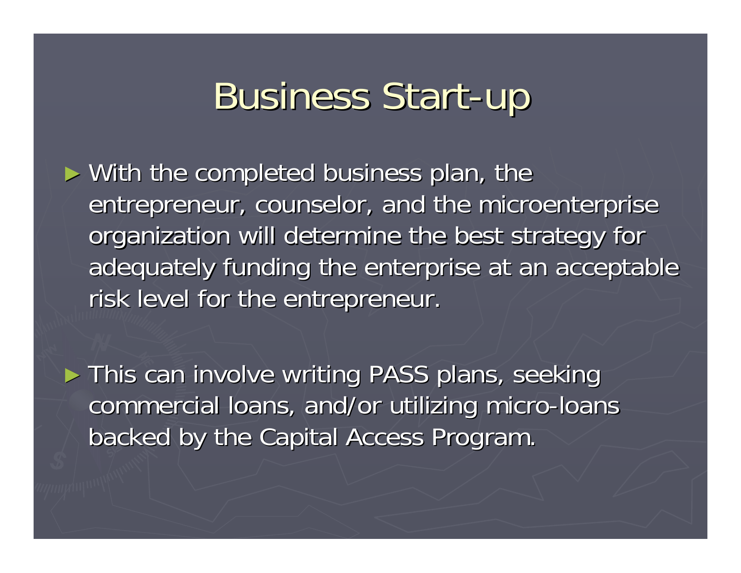# Business Start-up

- With the completed business plan, the entrepreneur, counselor, and the microenterprise organization will determine the best strategy for adequately funding the enterprise at an acceptable risk level for the entrepreneur.
- This can involve writing PASS plans, seeking commercial loans, and/or utilizing micro-loans backed by the Capital Access Program.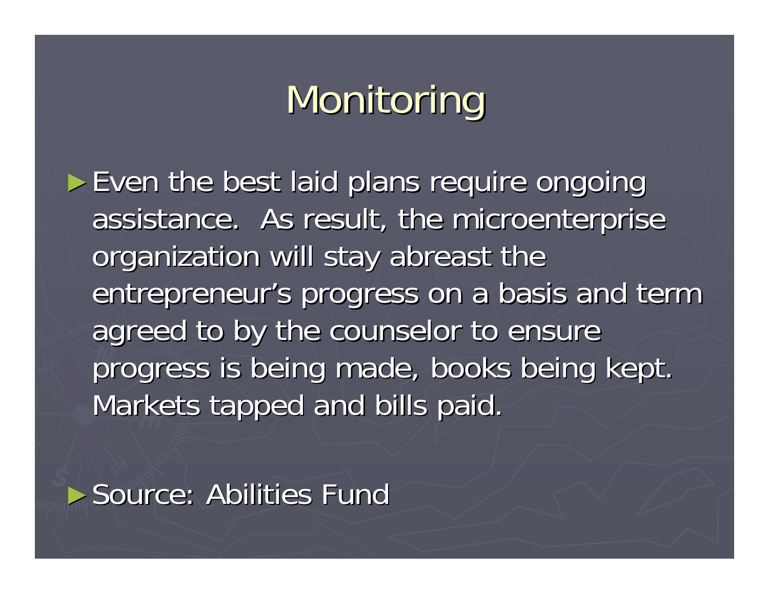# Monitoring

- Even the best laid plans require ongoing assistance. As result, the microenterprise organization will stay abreast the entrepreneur's progress on a basis and term agreed to by the counselor to ensure progress is being made, books being kept. Markets tapped and bills paid.

- Source: Abilities Fund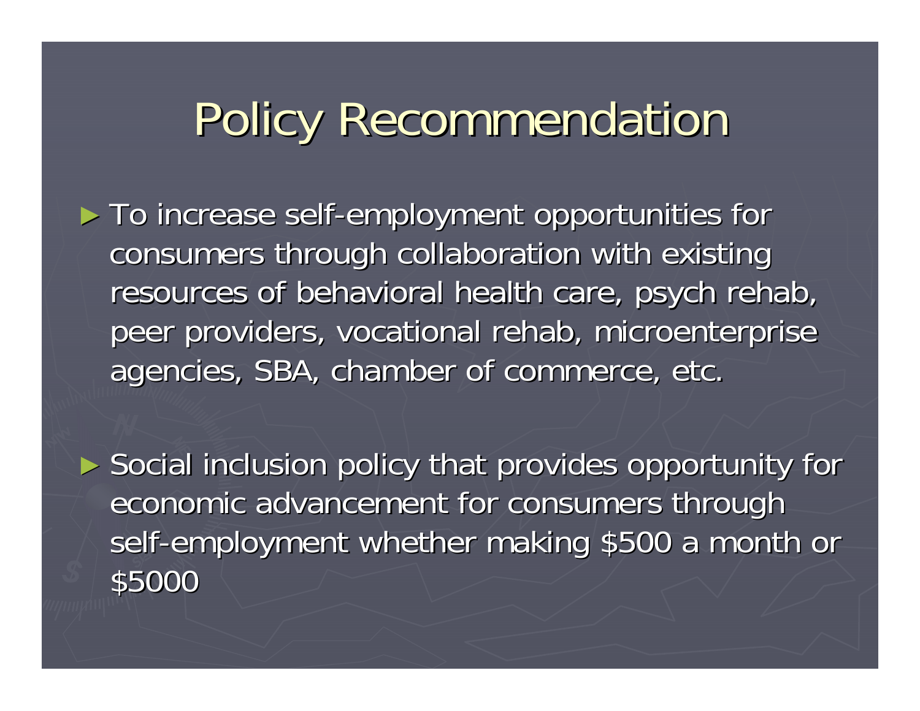# Policy Recommendation

- To increase self-employment opportunities for consumers through collaboration with existing resources of behavioral health care, psych rehab, peer providers, vocational rehab, microenterprise agencies, SBA, chamber of commerce, etc.

- Social inclusion policy that provides opportunity for economic advancement for consumers through self-employment whether making $500 a month or $5000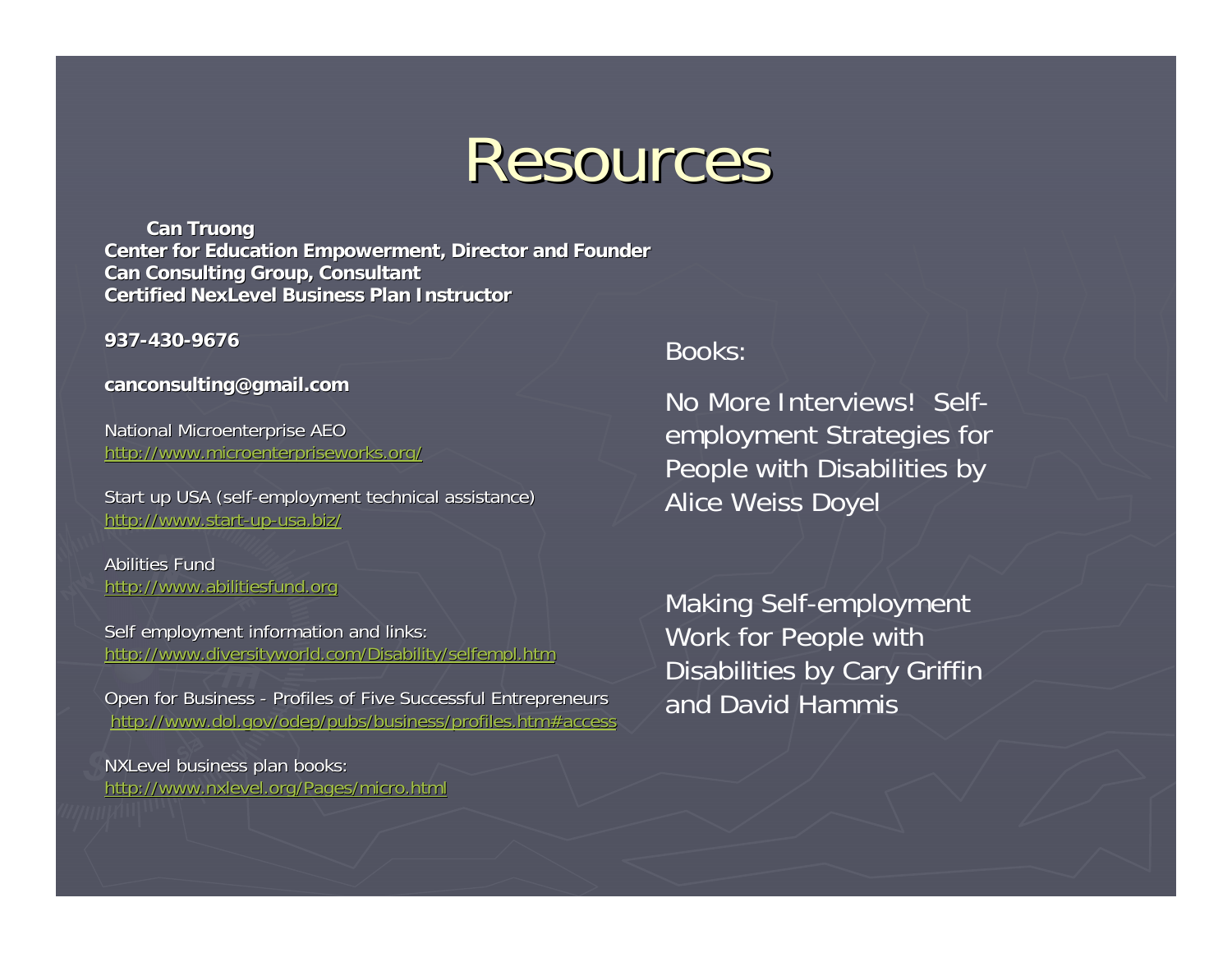# Resources

**Can Truong**
**Center for Education Empowerment, Director and Founder**
**Can Consulting Group, Consultant**
**Certified NexLevel Business Plan Instructor**

**937-430-9676**

**canconsulting@gmail.com**

National Microenterprise AEO
http://www.microenterpriseworks.org/

Start up USA (self-employment technical assistance)
http://www.start-up-usa.biz/

Abilities Fund
http://www.abilitiesfund.org

Self employment information and links:
http://www.diversityworld.com/Disability/selfempl.htm

Open for Business - Profiles of Five Successful Entrepreneurs
http://www.dol.gov/odep/pubs/business/profiles.htm#access

NXLevel business plan books:
http://www.nxlevel.org/Pages/micro.html

Books:

No More Interviews! Self-employment Strategies for People with Disabilities by Alice Weiss Doyel

Making Self-employment Work for People with Disabilities by Cary Griffin and David Hammis